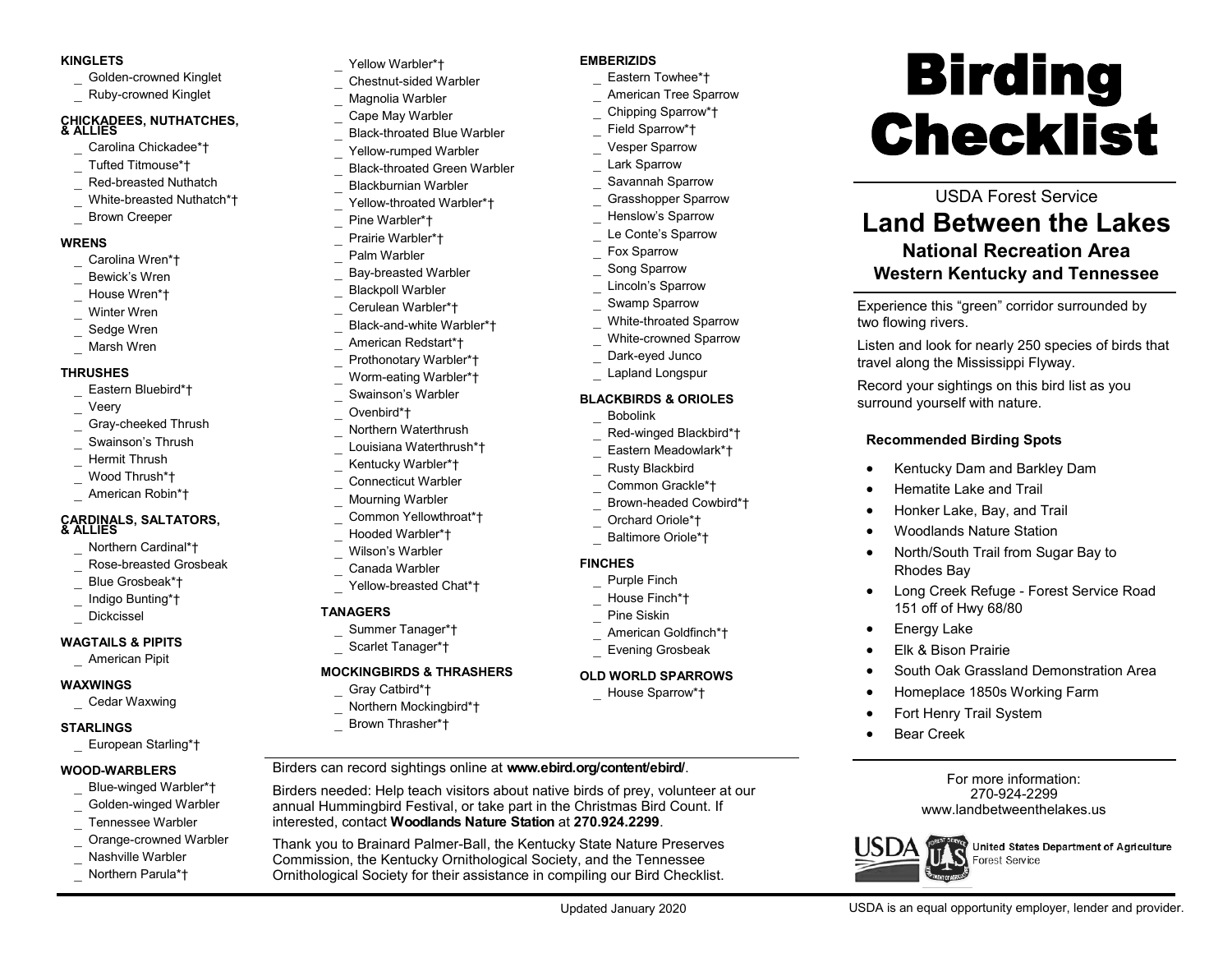# Birding Checklist

USDA Forest Service

## Land Between the Lakes

### National Recreation Area
### Western Kentucky and Tennessee

Experience this "green" corridor surrounded by two flowing rivers.

Listen and look for nearly 250 species of birds that travel along the Mississippi Flyway.

Record your sightings on this bird list as you surround yourself with nature.

**Recommended Birding Spots**

- Kentucky Dam and Barkley Dam
- Hematite Lake and Trail
- Honker Lake, Bay, and Trail
- Woodlands Nature Station
- North/South Trail from Sugar Bay to Rhodes Bay
- Long Creek Refuge - Forest Service Road 151 off of Hwy 68/80
- Energy Lake
- Elk & Bison Prairie
- South Oak Grassland Demonstration Area
- Homeplace 1850s Working Farm
- Fort Henry Trail System
- Bear Creek

For more information:
270-924-2299
www.landbetweenthelakes.us

United States Department of Agriculture
Forest Service

**KINGLETS**

_ Golden-crowned Kinglet
_ Ruby-crowned Kinglet

**CHICKADEES, NUTHATCHES, & ALLIES**

_ Carolina Chickadee*†
_ Tufted Titmouse*†
_ Red-breasted Nuthatch
_ White-breasted Nuthatch*†
_ Brown Creeper

**WRENS**

_ Carolina Wren*†
_ Bewick's Wren
_ House Wren*†
_ Winter Wren
_ Sedge Wren
_ Marsh Wren

**THRUSHES**

_ Eastern Bluebird*†
_ Veery
_ Gray-cheeked Thrush
_ Swainson's Thrush
_ Hermit Thrush
_ Wood Thrush*†
_ American Robin*†

**CARDINALS, SALTATORS, & ALLIES**

_ Northern Cardinal*†
_ Rose-breasted Grosbeak
_ Blue Grosbeak*†
_ Indigo Bunting*†
_ Dickcissel

**WAGTAILS & PIPITS**

_ American Pipit

**WAXWINGS**

_ Cedar Waxwing

**STARLINGS**

_ European Starling*†

**WOOD-WARBLERS**

_ Blue-winged Warbler*†
_ Golden-winged Warbler
_ Tennessee Warbler
_ Orange-crowned Warbler
_ Nashville Warbler
_ Northern Parula*†
_ Yellow Warbler*†
_ Chestnut-sided Warbler
_ Magnolia Warbler
_ Cape May Warbler
_ Black-throated Blue Warbler
_ Yellow-rumped Warbler
_ Black-throated Green Warbler
_ Blackburnian Warbler
_ Yellow-throated Warbler*†
_ Pine Warbler*†
_ Prairie Warbler*†
_ Palm Warbler
_ Bay-breasted Warbler
_ Blackpoll Warbler
_ Cerulean Warbler*†
_ Black-and-white Warbler*†
_ American Redstart*†
_ Prothonotary Warbler*†
_ Worm-eating Warbler*†
_ Swainson's Warbler
_ Ovenbird*†
_ Northern Waterthrush
_ Louisiana Waterthrush*†
_ Kentucky Warbler*†
_ Connecticut Warbler
_ Mourning Warbler
_ Common Yellowthroat*†
_ Hooded Warbler*†
_ Wilson's Warbler
_ Canada Warbler
_ Yellow-breasted Chat*†

**TANAGERS**

_ Summer Tanager*†
_ Scarlet Tanager*†

**MOCKINGBIRDS & THRASHERS**

_ Gray Catbird*†
_ Northern Mockingbird*†
_ Brown Thrasher*†

**EMBERIZIDS**

_ Eastern Towhee*†
_ American Tree Sparrow
_ Chipping Sparrow*†
_ Field Sparrow*†
_ Vesper Sparrow
_ Lark Sparrow
_ Savannah Sparrow
_ Grasshopper Sparrow
_ Henslow's Sparrow
_ Le Conte's Sparrow
_ Fox Sparrow
_ Song Sparrow
_ Lincoln's Sparrow
_ Swamp Sparrow
_ White-throated Sparrow
_ White-crowned Sparrow
_ Dark-eyed Junco
_ Lapland Longspur

**BLACKBIRDS & ORIOLES**

_ Bobolink
_ Red-winged Blackbird*†
_ Eastern Meadowlark*†
_ Rusty Blackbird
_ Common Grackle*†
_ Brown-headed Cowbird*†
_ Orchard Oriole*†
_ Baltimore Oriole*†

**FINCHES**

_ Purple Finch
_ House Finch*†
_ Pine Siskin
_ American Goldfinch*†
_ Evening Grosbeak

**OLD WORLD SPARROWS**

_ House Sparrow*†

Birders can record sightings online at **www.ebird.org/content/ebird/**.

Birders needed: Help teach visitors about native birds of prey, volunteer at our annual Hummingbird Festival, or take part in the Christmas Bird Count. If interested, contact **Woodlands Nature Station** at **270.924.2299**.

Thank you to Brainard Palmer-Ball, the Kentucky State Nature Preserves Commission, the Kentucky Ornithological Society, and the Tennessee Ornithological Society for their assistance in compiling our Bird Checklist.

Updated January 2020

USDA is an equal opportunity employer, lender and provider.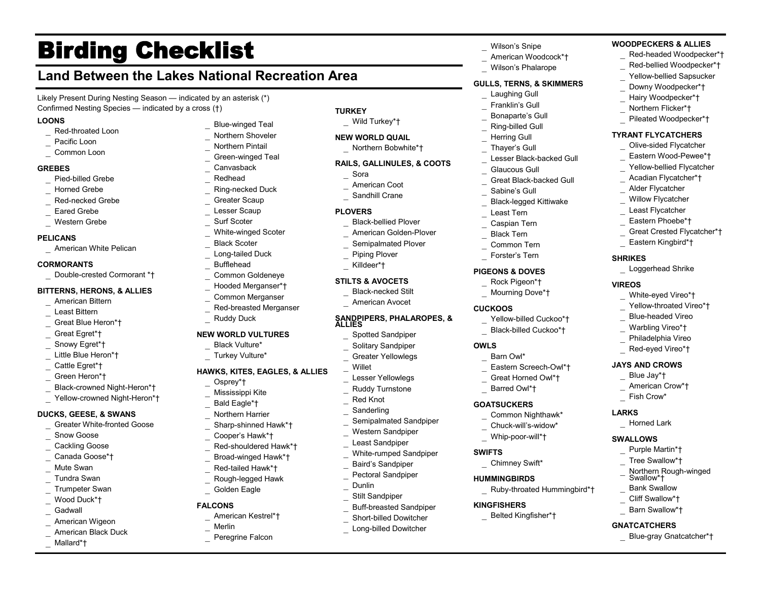# Birding Checklist

## Land Between the Lakes National Recreation Area

Likely Present During Nesting Season — indicated by an asterisk (*)
Confirmed Nesting Species — indicated by a cross (†)

### LOONS
- _ Red-throated Loon
- _ Pacific Loon
- _ Common Loon

### GREBES
- _ Pied-billed Grebe
- _ Horned Grebe
- _ Red-necked Grebe
- _ Eared Grebe
- _ Western Grebe

### PELICANS
- _ American White Pelican

### CORMORANTS
- _ Double-crested Cormorant *†

### BITTERNS, HERONS, & ALLIES
- _ American Bittern
- _ Least Bittern
- _ Great Blue Heron*†
- _ Great Egret*†
- _ Snowy Egret*†
- _ Little Blue Heron*†
- _ Cattle Egret*†
- _ Green Heron*†
- _ Black-crowned Night-Heron*†
- _ Yellow-crowned Night-Heron*†

### DUCKS, GEESE, & SWANS
- _ Greater White-fronted Goose
- _ Snow Goose
- _ Cackling Goose
- _ Canada Goose*†
- _ Mute Swan
- _ Tundra Swan
- _ Trumpeter Swan
- _ Wood Duck*†
- _ Gadwall
- _ American Wigeon
- _ American Black Duck
- _ Mallard*†
- _ Blue-winged Teal
- _ Northern Shoveler
- _ Northern Pintail
- _ Green-winged Teal
- _ Canvasback
- _ Redhead
- _ Ring-necked Duck
- _ Greater Scaup
- _ Lesser Scaup
- _ Surf Scoter
- _ White-winged Scoter
- _ Black Scoter
- _ Long-tailed Duck
- _ Bufflehead
- _ Common Goldeneye
- _ Hooded Merganser*†
- _ Common Merganser
- _ Red-breasted Merganser
- _ Ruddy Duck

### NEW WORLD VULTURES
- _ Black Vulture*
- _ Turkey Vulture*

### HAWKS, KITES, EAGLES, & ALLIES
- _ Osprey*†
- _ Mississippi Kite
- _ Bald Eagle*†
- _ Northern Harrier
- _ Sharp-shinned Hawk*†
- _ Cooper's Hawk*†
- _ Red-shouldered Hawk*†
- _ Broad-winged Hawk*†
- _ Red-tailed Hawk*†
- _ Rough-legged Hawk
- _ Golden Eagle

### FALCONS
- _ American Kestrel*†
- _ Merlin
- _ Peregrine Falcon

### TURKEY
- _ Wild Turkey*†

### NEW WORLD QUAIL
- _ Northern Bobwhite*†

### RAILS, GALLINULES, & COOTS
- _ Sora
- _ American Coot
- _ Sandhill Crane

### PLOVERS
- _ Black-bellied Plover
- _ American Golden-Plover
- _ Semipalmated Plover
- _ Piping Plover
- _ Killdeer*†

### STILTS & AVOCETS
- _ Black-necked Stilt
- _ American Avocet

### SANDPIPERS, PHALAROPES, & ALLIES
- _ Spotted Sandpiper
- _ Solitary Sandpiper
- _ Greater Yellowlegs
- _ Willet
- _ Lesser Yellowlegs
- _ Ruddy Turnstone
- _ Red Knot
- _ Sanderling
- _ Semipalmated Sandpiper
- _ Western Sandpiper
- _ Least Sandpiper
- _ White-rumped Sandpiper
- _ Baird's Sandpiper
- _ Pectoral Sandpiper
- _ Dunlin
- _ Stilt Sandpiper
- _ Buff-breasted Sandpiper
- _ Short-billed Dowitcher
- _ Long-billed Dowitcher
- _ Wilson's Snipe
- _ American Woodcock*†
- _ Wilson's Phalarope

### GULLS, TERNS, & SKIMMERS
- _ Laughing Gull
- _ Franklin's Gull
- _ Bonaparte's Gull
- _ Ring-billed Gull
- _ Herring Gull
- _ Thayer's Gull
- _ Lesser Black-backed Gull
- _ Glaucous Gull
- _ Great Black-backed Gull
- _ Sabine's Gull
- _ Black-legged Kittiwake
- _ Least Tern
- _ Caspian Tern
- _ Black Tern
- _ Common Tern
- _ Forster's Tern

### PIGEONS & DOVES
- _ Rock Pigeon*†
- _ Mourning Dove*†

### CUCKOOS
- _ Yellow-billed Cuckoo*†
- _ Black-billed Cuckoo*†

### OWLS
- _ Barn Owl*
- _ Eastern Screech-Owl*†
- _ Great Horned Owl*†
- _ Barred Owl*†

### GOATSUCKERS
- _ Common Nighthawk*
- _ Chuck-will's-widow*
- _ Whip-poor-will*†

### SWIFTS
- _ Chimney Swift*

### HUMMINGBIRDS
- _ Ruby-throated Hummingbird*†

### KINGFISHERS
- _ Belted Kingfisher*†

### WOODPECKERS & ALLIES
- _ Red-headed Woodpecker*†
- _ Red-bellied Woodpecker*†
- _ Yellow-bellied Sapsucker
- _ Downy Woodpecker*†
- _ Hairy Woodpecker*†
- _ Northern Flicker*†
- _ Pileated Woodpecker*†

### TYRANT FLYCATCHERS
- _ Olive-sided Flycatcher
- _ Eastern Wood-Pewee*†
- _ Yellow-bellied Flycatcher
- _ Acadian Flycatcher*†
- _ Alder Flycatcher
- _ Willow Flycatcher
- _ Least Flycatcher
- _ Eastern Phoebe*†
- _ Great Crested Flycatcher*†
- _ Eastern Kingbird*†

### SHRIKES
- _ Loggerhead Shrike

### VIREOS
- _ White-eyed Vireo*†
- _ Yellow-throated Vireo*†
- _ Blue-headed Vireo
- _ Warbling Vireo*†
- _ Philadelphia Vireo
- _ Red-eyed Vireo*†

### JAYS AND CROWS
- _ Blue Jay*†
- _ American Crow*†
- _ Fish Crow*

### LARKS
- _ Horned Lark

### SWALLOWS
- _ Purple Martin*†
- _ Tree Swallow*†
- _ Northern Rough-winged Swallow*†
- _ Bank Swallow
- _ Cliff Swallow*†
- _ Barn Swallow*†

### GNATCATCHERS
- _ Blue-gray Gnatcatcher*†